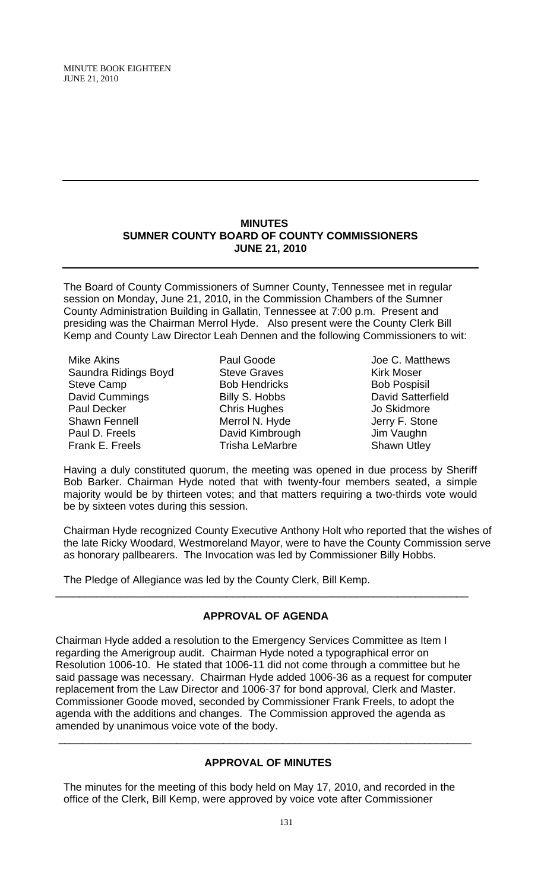## MINUTES
## SUMNER COUNTY BOARD OF COUNTY COMMISSIONERS
## JUNE 21, 2010

The Board of County Commissioners of Sumner County, Tennessee met in regular session on Monday, June 21, 2010, in the Commission Chambers of the Sumner County Administration Building in Gallatin, Tennessee at 7:00 p.m. Present and presiding was the Chairman Merrol Hyde. Also present were the County Clerk Bill Kemp and County Law Director Leah Dennen and the following Commissioners to wit:

| | | |
|---|---|---|
| Mike Akins | Paul Goode | Joe C. Matthews |
| Saundra Ridings Boyd | Steve Graves | Kirk Moser |
| Steve Camp | Bob Hendricks | Bob Pospisil |
| David Cummings | Billy S. Hobbs | David Satterfield |
| Paul Decker | Chris Hughes | Jo Skidmore |
| Shawn Fennell | Merrol N. Hyde | Jerry F. Stone |
| Paul D. Freels | David Kimbrough | Jim Vaughn |
| Frank E. Freels | Trisha LeMarbre | Shawn Utley |

Having a duly constituted quorum, the meeting was opened in due process by Sheriff Bob Barker. Chairman Hyde noted that with twenty-four members seated, a simple majority would be by thirteen votes; and that matters requiring a two-thirds vote would be by sixteen votes during this session.

Chairman Hyde recognized County Executive Anthony Holt who reported that the wishes of the late Ricky Woodard, Westmoreland Mayor, were to have the County Commission serve as honorary pallbearers. The Invocation was led by Commissioner Billy Hobbs.

The Pledge of Allegiance was led by the County Clerk, Bill Kemp.

---

### APPROVAL OF AGENDA

Chairman Hyde added a resolution to the Emergency Services Committee as Item I regarding the Amerigroup audit. Chairman Hyde noted a typographical error on Resolution 1006-10. He stated that 1006-11 did not come through a committee but he said passage was necessary. Chairman Hyde added 1006-36 as a request for computer replacement from the Law Director and 1006-37 for bond approval, Clerk and Master. Commissioner Goode moved, seconded by Commissioner Frank Freels, to adopt the agenda with the additions and changes. The Commission approved the agenda as amended by unanimous voice vote of the body.

---

### APPROVAL OF MINUTES

The minutes for the meeting of this body held on May 17, 2010, and recorded in the office of the Clerk, Bill Kemp, were approved by voice vote after Commissioner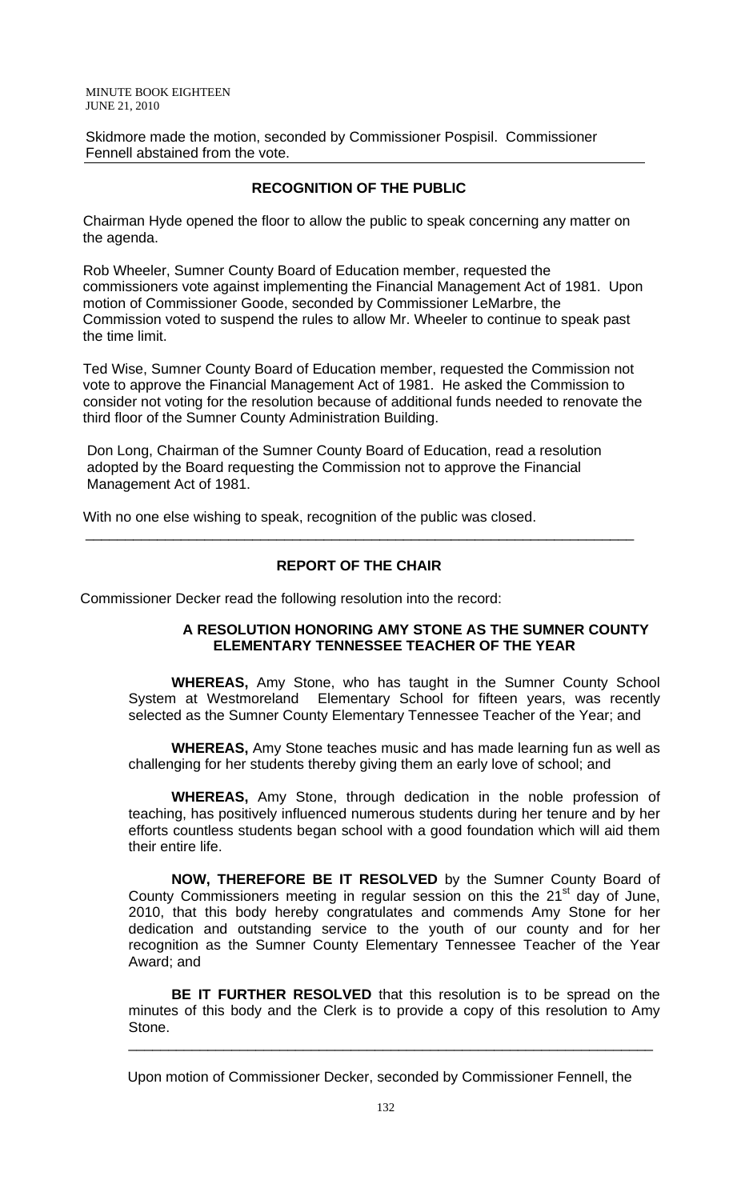Skidmore made the motion, seconded by Commissioner Pospisil. Commissioner Fennell abstained from the vote.

---

## RECOGNITION OF THE PUBLIC

Chairman Hyde opened the floor to allow the public to speak concerning any matter on the agenda.

Rob Wheeler, Sumner County Board of Education member, requested the commissioners vote against implementing the Financial Management Act of 1981. Upon motion of Commissioner Goode, seconded by Commissioner LeMarbre, the Commission voted to suspend the rules to allow Mr. Wheeler to continue to speak past the time limit.

Ted Wise, Sumner County Board of Education member, requested the Commission not vote to approve the Financial Management Act of 1981. He asked the Commission to consider not voting for the resolution because of additional funds needed to renovate the third floor of the Sumner County Administration Building.

Don Long, Chairman of the Sumner County Board of Education, read a resolution adopted by the Board requesting the Commission not to approve the Financial Management Act of 1981.

With no one else wishing to speak, recognition of the public was closed.

---

## REPORT OF THE CHAIR

Commissioner Decker read the following resolution into the record:

### A RESOLUTION HONORING AMY STONE AS THE SUMNER COUNTY ELEMENTARY TENNESSEE TEACHER OF THE YEAR

**WHEREAS,** Amy Stone, who has taught in the Sumner County School System at Westmoreland Elementary School for fifteen years, was recently selected as the Sumner County Elementary Tennessee Teacher of the Year; and

**WHEREAS,** Amy Stone teaches music and has made learning fun as well as challenging for her students thereby giving them an early love of school; and

**WHEREAS,** Amy Stone, through dedication in the noble profession of teaching, has positively influenced numerous students during her tenure and by her efforts countless students began school with a good foundation which will aid them their entire life.

**NOW, THEREFORE BE IT RESOLVED** by the Sumner County Board of County Commissioners meeting in regular session on this the 21st day of June, 2010, that this body hereby congratulates and commends Amy Stone for her dedication and outstanding service to the youth of our county and for her recognition as the Sumner County Elementary Tennessee Teacher of the Year Award; and

**BE IT FURTHER RESOLVED** that this resolution is to be spread on the minutes of this body and the Clerk is to provide a copy of this resolution to Amy Stone.

---

Upon motion of Commissioner Decker, seconded by Commissioner Fennell, the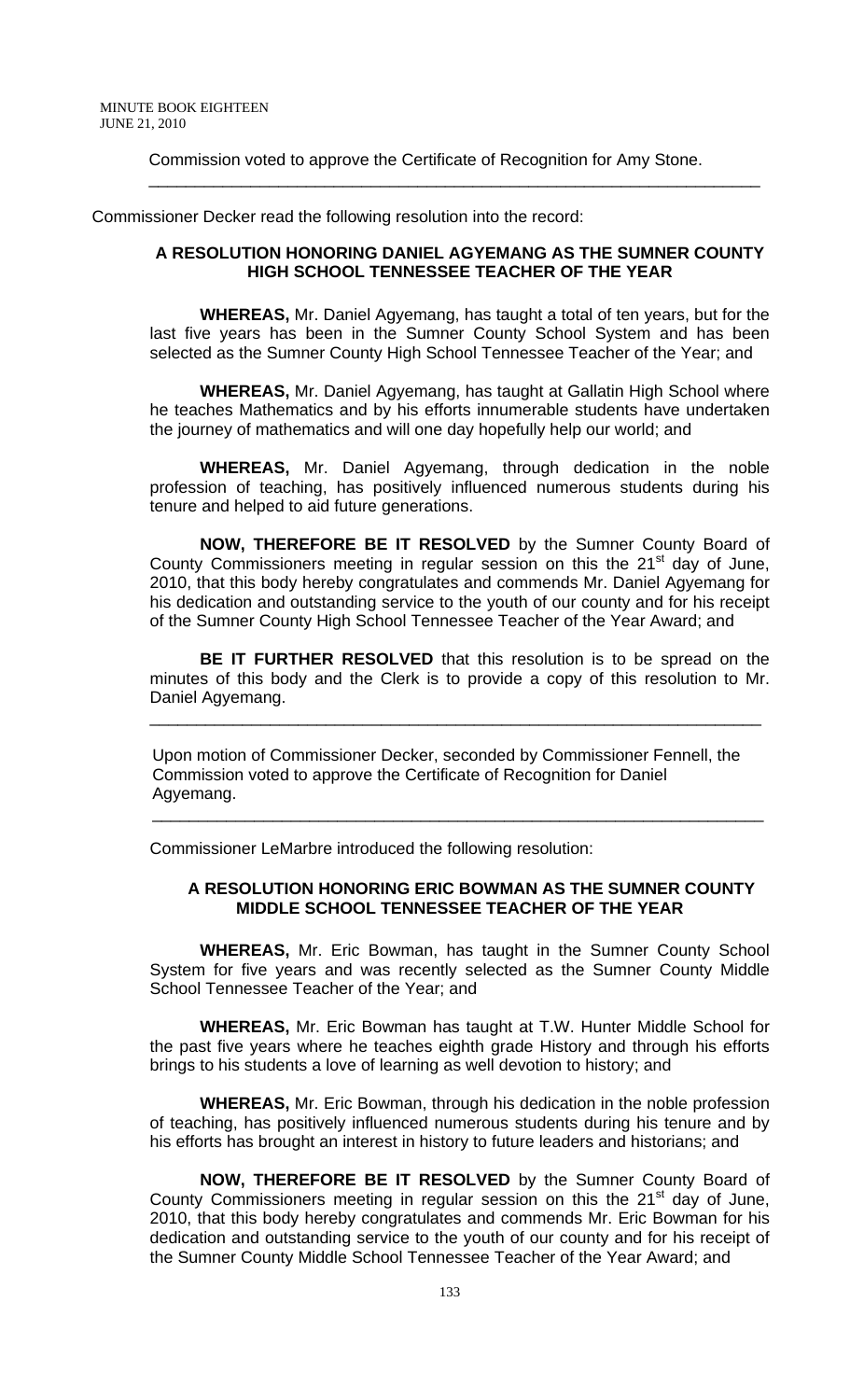Commission voted to approve the Certificate of Recognition for Amy Stone.

---

Commissioner Decker read the following resolution into the record:

**A RESOLUTION HONORING DANIEL AGYEMANG AS THE SUMNER COUNTY HIGH SCHOOL TENNESSEE TEACHER OF THE YEAR**

**WHEREAS,** Mr. Daniel Agyemang, has taught a total of ten years, but for the last five years has been in the Sumner County School System and has been selected as the Sumner County High School Tennessee Teacher of the Year; and

**WHEREAS,** Mr. Daniel Agyemang, has taught at Gallatin High School where he teaches Mathematics and by his efforts innumerable students have undertaken the journey of mathematics and will one day hopefully help our world; and

**WHEREAS,** Mr. Daniel Agyemang, through dedication in the noble profession of teaching, has positively influenced numerous students during his tenure and helped to aid future generations.

**NOW, THEREFORE BE IT RESOLVED** by the Sumner County Board of County Commissioners meeting in regular session on this the 21st day of June, 2010, that this body hereby congratulates and commends Mr. Daniel Agyemang for his dedication and outstanding service to the youth of our county and for his receipt of the Sumner County High School Tennessee Teacher of the Year Award; and

**BE IT FURTHER RESOLVED** that this resolution is to be spread on the minutes of this body and the Clerk is to provide a copy of this resolution to Mr. Daniel Agyemang.

---

Upon motion of Commissioner Decker, seconded by Commissioner Fennell, the Commission voted to approve the Certificate of Recognition for Daniel Agyemang.

---

Commissioner LeMarbre introduced the following resolution:

**A RESOLUTION HONORING ERIC BOWMAN AS THE SUMNER COUNTY MIDDLE SCHOOL TENNESSEE TEACHER OF THE YEAR**

**WHEREAS,** Mr. Eric Bowman, has taught in the Sumner County School System for five years and was recently selected as the Sumner County Middle School Tennessee Teacher of the Year; and

**WHEREAS,** Mr. Eric Bowman has taught at T.W. Hunter Middle School for the past five years where he teaches eighth grade History and through his efforts brings to his students a love of learning as well devotion to history; and

**WHEREAS,** Mr. Eric Bowman, through his dedication in the noble profession of teaching, has positively influenced numerous students during his tenure and by his efforts has brought an interest in history to future leaders and historians; and

**NOW, THEREFORE BE IT RESOLVED** by the Sumner County Board of County Commissioners meeting in regular session on this the 21st day of June, 2010, that this body hereby congratulates and commends Mr. Eric Bowman for his dedication and outstanding service to the youth of our county and for his receipt of the Sumner County Middle School Tennessee Teacher of the Year Award; and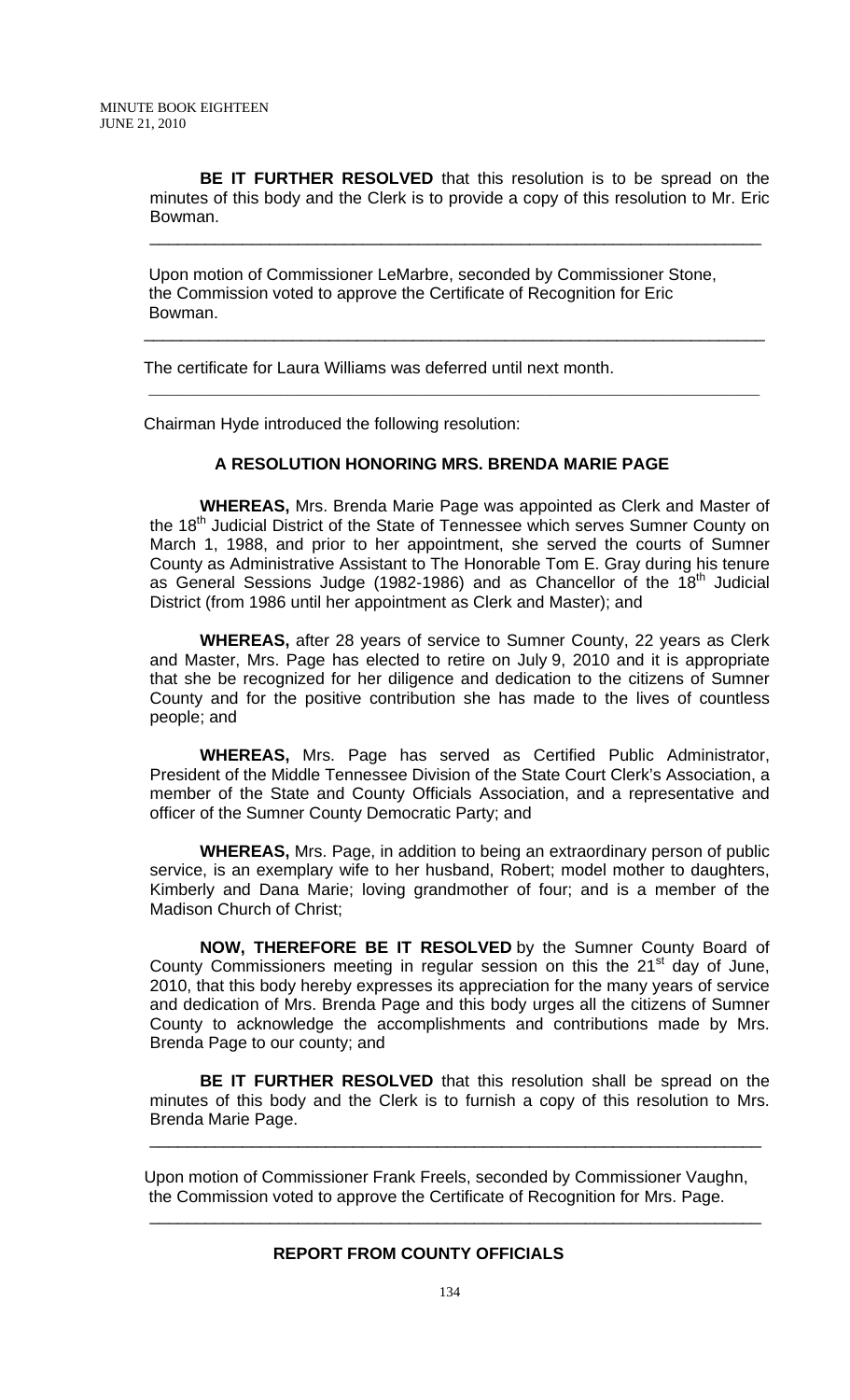**BE IT FURTHER RESOLVED** that this resolution is to be spread on the minutes of this body and the Clerk is to provide a copy of this resolution to Mr. Eric Bowman.

---

Upon motion of Commissioner LeMarbre, seconded by Commissioner Stone, the Commission voted to approve the Certificate of Recognition for Eric Bowman.

---

The certificate for Laura Williams was deferred until next month.

---

Chairman Hyde introduced the following resolution:

**A RESOLUTION HONORING MRS. BRENDA MARIE PAGE**

**WHEREAS,** Mrs. Brenda Marie Page was appointed as Clerk and Master of the 18th Judicial District of the State of Tennessee which serves Sumner County on March 1, 1988, and prior to her appointment, she served the courts of Sumner County as Administrative Assistant to The Honorable Tom E. Gray during his tenure as General Sessions Judge (1982-1986) and as Chancellor of the 18th Judicial District (from 1986 until her appointment as Clerk and Master); and

**WHEREAS,** after 28 years of service to Sumner County, 22 years as Clerk and Master, Mrs. Page has elected to retire on July 9, 2010 and it is appropriate that she be recognized for her diligence and dedication to the citizens of Sumner County and for the positive contribution she has made to the lives of countless people; and

**WHEREAS,** Mrs. Page has served as Certified Public Administrator, President of the Middle Tennessee Division of the State Court Clerk's Association, a member of the State and County Officials Association, and a representative and officer of the Sumner County Democratic Party; and

**WHEREAS,** Mrs. Page, in addition to being an extraordinary person of public service, is an exemplary wife to her husband, Robert; model mother to daughters, Kimberly and Dana Marie; loving grandmother of four; and is a member of the Madison Church of Christ;

**NOW, THEREFORE BE IT RESOLVED** by the Sumner County Board of County Commissioners meeting in regular session on this the 21st day of June, 2010, that this body hereby expresses its appreciation for the many years of service and dedication of Mrs. Brenda Page and this body urges all the citizens of Sumner County to acknowledge the accomplishments and contributions made by Mrs. Brenda Page to our county; and

**BE IT FURTHER RESOLVED** that this resolution shall be spread on the minutes of this body and the Clerk is to furnish a copy of this resolution to Mrs. Brenda Marie Page.

---

Upon motion of Commissioner Frank Freels, seconded by Commissioner Vaughn, the Commission voted to approve the Certificate of Recognition for Mrs. Page.

---

**REPORT FROM COUNTY OFFICIALS**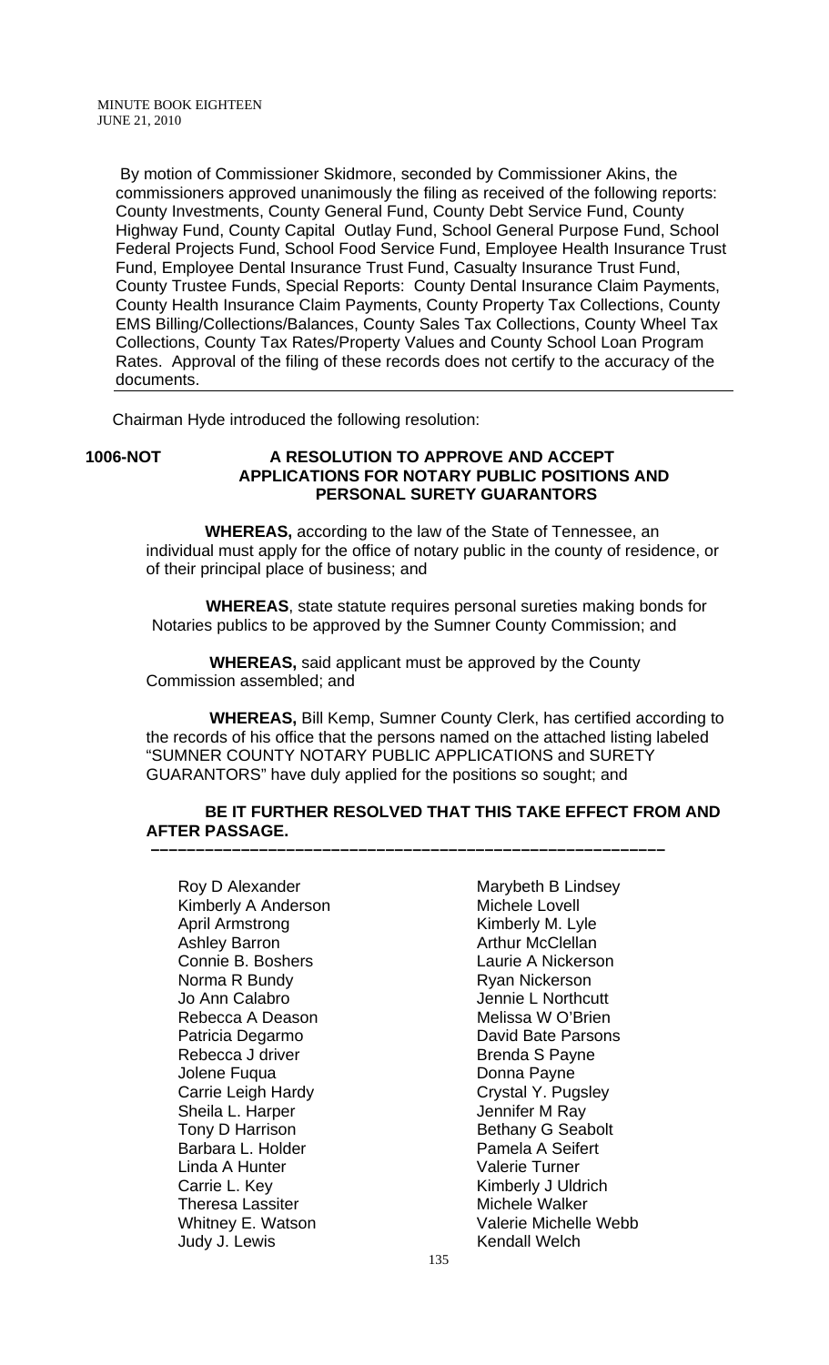By motion of Commissioner Skidmore, seconded by Commissioner Akins, the commissioners approved unanimously the filing as received of the following reports: County Investments, County General Fund, County Debt Service Fund, County Highway Fund, County Capital Outlay Fund, School General Purpose Fund, School Federal Projects Fund, School Food Service Fund, Employee Health Insurance Trust Fund, Employee Dental Insurance Trust Fund, Casualty Insurance Trust Fund, County Trustee Funds, Special Reports: County Dental Insurance Claim Payments, County Health Insurance Claim Payments, County Property Tax Collections, County EMS Billing/Collections/Balances, County Sales Tax Collections, County Wheel Tax Collections, County Tax Rates/Property Values and County School Loan Program Rates. Approval of the filing of these records does not certify to the accuracy of the documents.

---

Chairman Hyde introduced the following resolution:

**1006-NOT A RESOLUTION TO APPROVE AND ACCEPT APPLICATIONS FOR NOTARY PUBLIC POSITIONS AND PERSONAL SURETY GUARANTORS**

**WHEREAS,** according to the law of the State of Tennessee, an individual must apply for the office of notary public in the county of residence, or of their principal place of business; and

**WHEREAS**, state statute requires personal sureties making bonds for Notaries publics to be approved by the Sumner County Commission; and

**WHEREAS,** said applicant must be approved by the County Commission assembled; and

**WHEREAS,** Bill Kemp, Sumner County Clerk, has certified according to the records of his office that the persons named on the attached listing labeled "SUMNER COUNTY NOTARY PUBLIC APPLICATIONS and SURETY GUARANTORS" have duly applied for the positions so sought; and

**BE IT FURTHER RESOLVED THAT THIS TAKE EFFECT FROM AND AFTER PASSAGE.**

---

Roy D Alexander
Kimberly A Anderson
April Armstrong
Ashley Barron
Connie B. Boshers
Norma R Bundy
Jo Ann Calabro
Rebecca A Deason
Patricia Degarmo
Rebecca J driver
Jolene Fuqua
Carrie Leigh Hardy
Sheila L. Harper
Tony D Harrison
Barbara L. Holder
Linda A Hunter
Carrie L. Key
Theresa Lassiter
Whitney E. Watson
Judy J. Lewis
Marybeth B Lindsey
Michele Lovell
Kimberly M. Lyle
Arthur McClellan
Laurie A Nickerson
Ryan Nickerson
Jennie L Northcutt
Melissa W O'Brien
David Bate Parsons
Brenda S Payne
Donna Payne
Crystal Y. Pugsley
Jennifer M Ray
Bethany G Seabolt
Pamela A Seifert
Valerie Turner
Kimberly J Uldrich
Michele Walker
Valerie Michelle Webb
Kendall Welch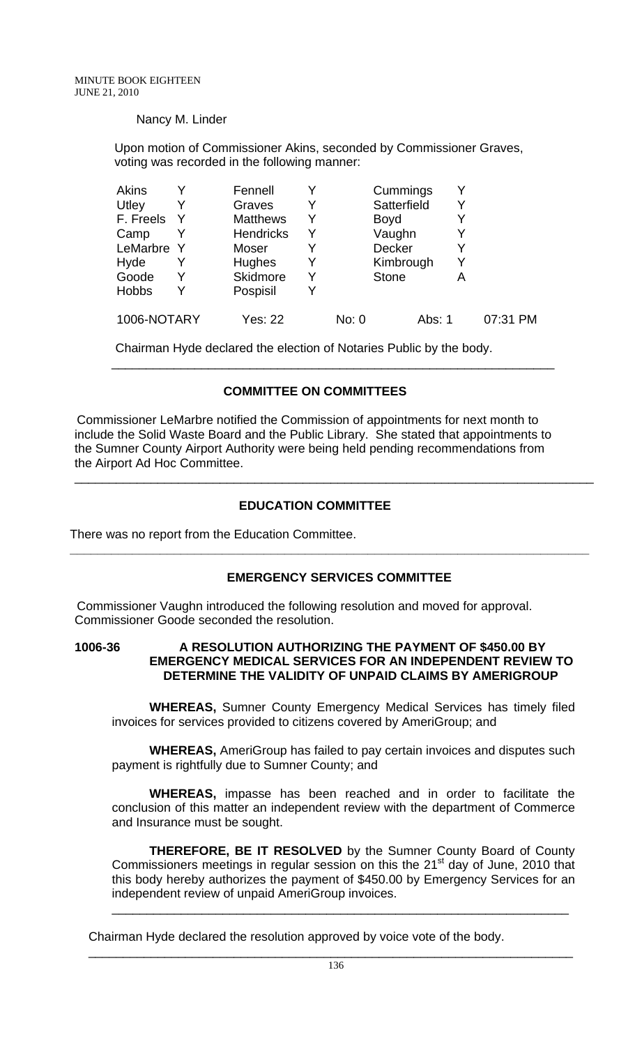Nancy M. Linder

Upon motion of Commissioner Akins, seconded by Commissioner Graves, voting was recorded in the following manner:

| | | | | | |
|---|---|---|---|---|---|
| Akins | Y | Fennell | Y | Cummings | Y |
| Utley | Y | Graves | Y | Satterfield | Y |
| F. Freels | Y | Matthews | Y | Boyd | Y |
| Camp | Y | Hendricks | Y | Vaughn | Y |
| LeMarbre | Y | Moser | Y | Decker | Y |
| Hyde | Y | Hughes | Y | Kimbrough | Y |
| Goode | Y | Skidmore | Y | Stone | A |
| Hobbs | Y | Pospisil | Y | | |

1006-NOTARY Yes: 22 No: 0 Abs: 1 07:31 PM

Chairman Hyde declared the election of Notaries Public by the body.

---

## COMMITTEE ON COMMITTEES

Commissioner LeMarbre notified the Commission of appointments for next month to include the Solid Waste Board and the Public Library. She stated that appointments to the Sumner County Airport Authority were being held pending recommendations from the Airport Ad Hoc Committee.

---

## EDUCATION COMMITTEE

There was no report from the Education Committee.

---

## EMERGENCY SERVICES COMMITTEE

Commissioner Vaughn introduced the following resolution and moved for approval. Commissioner Goode seconded the resolution.

**1006-36 A RESOLUTION AUTHORIZING THE PAYMENT OF $450.00 BY EMERGENCY MEDICAL SERVICES FOR AN INDEPENDENT REVIEW TO DETERMINE THE VALIDITY OF UNPAID CLAIMS BY AMERIGROUP**

**WHEREAS,** Sumner County Emergency Medical Services has timely filed invoices for services provided to citizens covered by AmeriGroup; and

**WHEREAS,** AmeriGroup has failed to pay certain invoices and disputes such payment is rightfully due to Sumner County; and

**WHEREAS,** impasse has been reached and in order to facilitate the conclusion of this matter an independent review with the department of Commerce and Insurance must be sought.

**THEREFORE, BE IT RESOLVED** by the Sumner County Board of County Commissioners meetings in regular session on this the 21st day of June, 2010 that this body hereby authorizes the payment of $450.00 by Emergency Services for an independent review of unpaid AmeriGroup invoices.

---

Chairman Hyde declared the resolution approved by voice vote of the body.

---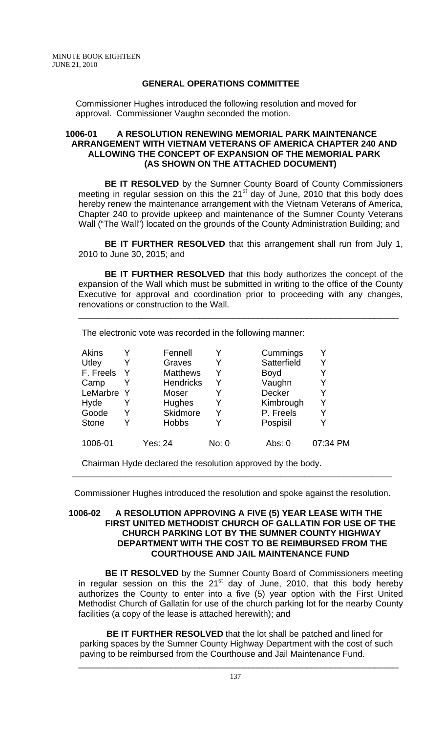MINUTE BOOK EIGHTEEN
JUNE 21, 2010

## GENERAL OPERATIONS COMMITTEE

Commissioner Hughes introduced the following resolution and moved for approval. Commissioner Vaughn seconded the motion.

### 1006-01 A RESOLUTION RENEWING MEMORIAL PARK MAINTENANCE ARRANGEMENT WITH VIETNAM VETERANS OF AMERICA CHAPTER 240 AND ALLOWING THE CONCEPT OF EXPANSION OF THE MEMORIAL PARK (AS SHOWN ON THE ATTACHED DOCUMENT)

**BE IT RESOLVED** by the Sumner County Board of County Commissioners meeting in regular session on this the 21st day of June, 2010 that this body does hereby renew the maintenance arrangement with the Vietnam Veterans of America, Chapter 240 to provide upkeep and maintenance of the Sumner County Veterans Wall ("The Wall") located on the grounds of the County Administration Building; and

**BE IT FURTHER RESOLVED** that this arrangement shall run from July 1, 2010 to June 30, 2015; and

**BE IT FURTHER RESOLVED** that this body authorizes the concept of the expansion of the Wall which must be submitted in writing to the office of the County Executive for approval and coordination prior to proceeding with any changes, renovations or construction to the Wall.

---

The electronic vote was recorded in the following manner:

| | | | | | |
|---|---|---|---|---|---|
| Akins | Y | Fennell | Y | Cummings | Y |
| Utley | Y | Graves | Y | Satterfield | Y |
| F. Freels | Y | Matthews | Y | Boyd | Y |
| Camp | Y | Hendricks | Y | Vaughn | Y |
| LeMarbre | Y | Moser | Y | Decker | Y |
| Hyde | Y | Hughes | Y | Kimbrough | Y |
| Goode | Y | Skidmore | Y | P. Freels | Y |
| Stone | Y | Hobbs | Y | Pospisil | Y |
| 1006-01 | | Yes: 24 | No: 0 | Abs: 0 | 07:34 PM |

Chairman Hyde declared the resolution approved by the body.

---

Commissioner Hughes introduced the resolution and spoke against the resolution.

### 1006-02 A RESOLUTION APPROVING A FIVE (5) YEAR LEASE WITH THE FIRST UNITED METHODIST CHURCH OF GALLATIN FOR USE OF THE CHURCH PARKING LOT BY THE SUMNER COUNTY HIGHWAY DEPARTMENT WITH THE COST TO BE REIMBURSED FROM THE COURTHOUSE AND JAIL MAINTENANCE FUND

**BE IT RESOLVED** by the Sumner County Board of Commissioners meeting in regular session on this the 21st day of June, 2010, that this body hereby authorizes the County to enter into a five (5) year option with the First United Methodist Church of Gallatin for use of the church parking lot for the nearby County facilities (a copy of the lease is attached herewith); and

**BE IT FURTHER RESOLVED** that the lot shall be patched and lined for parking spaces by the Sumner County Highway Department with the cost of such paving to be reimbursed from the Courthouse and Jail Maintenance Fund.

---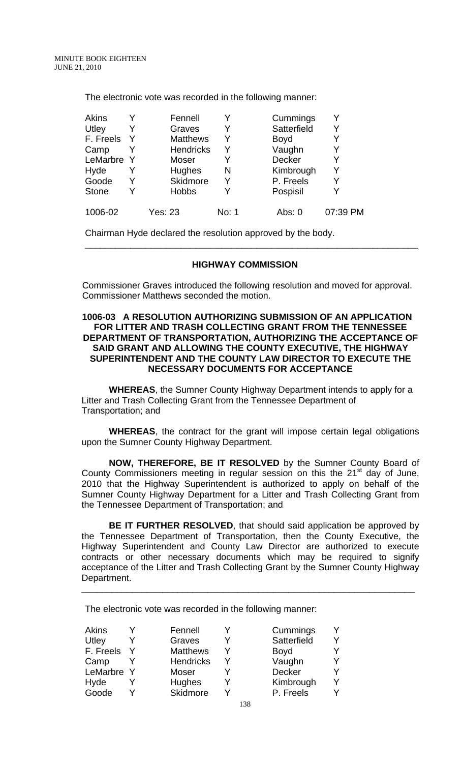The electronic vote was recorded in the following manner:

| | | | | | |
|---|---|---|---|---|---|
| Akins | Y | Fennell | Y | Cummings | Y |
| Utley | Y | Graves | Y | Satterfield | Y |
| F. Freels | Y | Matthews | Y | Boyd | Y |
| Camp | Y | Hendricks | Y | Vaughn | Y |
| LeMarbre | Y | Moser | Y | Decker | Y |
| Hyde | Y | Hughes | N | Kimbrough | Y |
| Goode | Y | Skidmore | Y | P. Freels | Y |
| Stone | Y | Hobbs | Y | Pospisil | Y |

1006-02 Yes: 23 No: 1 Abs: 0 07:39 PM

Chairman Hyde declared the resolution approved by the body.

---

## HIGHWAY COMMISSION

Commissioner Graves introduced the following resolution and moved for approval. Commissioner Matthews seconded the motion.

### 1006-03 A RESOLUTION AUTHORIZING SUBMISSION OF AN APPLICATION FOR LITTER AND TRASH COLLECTING GRANT FROM THE TENNESSEE DEPARTMENT OF TRANSPORTATION, AUTHORIZING THE ACCEPTANCE OF SAID GRANT AND ALLOWING THE COUNTY EXECUTIVE, THE HIGHWAY SUPERINTENDENT AND THE COUNTY LAW DIRECTOR TO EXECUTE THE NECESSARY DOCUMENTS FOR ACCEPTANCE

**WHEREAS**, the Sumner County Highway Department intends to apply for a Litter and Trash Collecting Grant from the Tennessee Department of Transportation; and

**WHEREAS**, the contract for the grant will impose certain legal obligations upon the Sumner County Highway Department.

**NOW, THEREFORE, BE IT RESOLVED** by the Sumner County Board of County Commissioners meeting in regular session on this the 21st day of June, 2010 that the Highway Superintendent is authorized to apply on behalf of the Sumner County Highway Department for a Litter and Trash Collecting Grant from the Tennessee Department of Transportation; and

**BE IT FURTHER RESOLVED**, that should said application be approved by the Tennessee Department of Transportation, then the County Executive, the Highway Superintendent and County Law Director are authorized to execute contracts or other necessary documents which may be required to signify acceptance of the Litter and Trash Collecting Grant by the Sumner County Highway Department.

---

The electronic vote was recorded in the following manner:

| | | | | | |
|---|---|---|---|---|---|
| Akins | Y | Fennell | Y | Cummings | Y |
| Utley | Y | Graves | Y | Satterfield | Y |
| F. Freels | Y | Matthews | Y | Boyd | Y |
| Camp | Y | Hendricks | Y | Vaughn | Y |
| LeMarbre | Y | Moser | Y | Decker | Y |
| Hyde | Y | Hughes | Y | Kimbrough | Y |
| Goode | Y | Skidmore | Y | P. Freels | Y |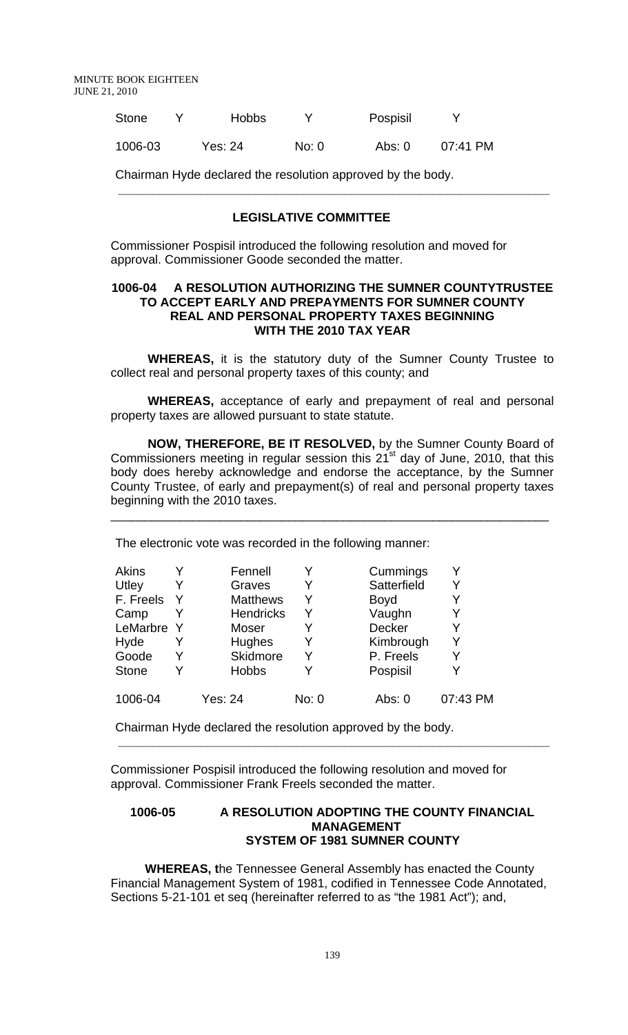| Stone | Y | Hobbs | Y | Pospisil | Y |
|---|---|---|---|---|---|
| 1006-03 | Yes: 24 | | No: 0 | Abs: 0 | 07:41 PM |

Chairman Hyde declared the resolution approved by the body.

---

## LEGISLATIVE COMMITTEE

Commissioner Pospisil introduced the following resolution and moved for approval. Commissioner Goode seconded the matter.

### 1006-04 A RESOLUTION AUTHORIZING THE SUMNER COUNTYTRUSTEE TO ACCEPT EARLY AND PREPAYMENTS FOR SUMNER COUNTY REAL AND PERSONAL PROPERTY TAXES BEGINNING WITH THE 2010 TAX YEAR

**WHEREAS,** it is the statutory duty of the Sumner County Trustee to collect real and personal property taxes of this county; and

**WHEREAS,** acceptance of early and prepayment of real and personal property taxes are allowed pursuant to state statute.

**NOW, THEREFORE, BE IT RESOLVED,** by the Sumner County Board of Commissioners meeting in regular session this 21st day of June, 2010, that this body does hereby acknowledge and endorse the acceptance, by the Sumner County Trustee, of early and prepayment(s) of real and personal property taxes beginning with the 2010 taxes.

---

The electronic vote was recorded in the following manner:

| Akins | Y | Fennell | Y | Cummings | Y |
|---|---|---|---|---|---|
| Utley | Y | Graves | Y | Satterfield | Y |
| F. Freels | Y | Matthews | Y | Boyd | Y |
| Camp | Y | Hendricks | Y | Vaughn | Y |
| LeMarbre | Y | Moser | Y | Decker | Y |
| Hyde | Y | Hughes | Y | Kimbrough | Y |
| Goode | Y | Skidmore | Y | P. Freels | Y |
| Stone | Y | Hobbs | Y | Pospisil | Y |
| 1006-04 | Yes: 24 | | No: 0 | Abs: 0 | 07:43 PM |

Chairman Hyde declared the resolution approved by the body.

---

Commissioner Pospisil introduced the following resolution and moved for approval. Commissioner Frank Freels seconded the matter.

### 1006-05 A RESOLUTION ADOPTING THE COUNTY FINANCIAL MANAGEMENT SYSTEM OF 1981 SUMNER COUNTY

**WHEREAS, t**he Tennessee General Assembly has enacted the County Financial Management System of 1981, codified in Tennessee Code Annotated, Sections 5-21-101 et seq (hereinafter referred to as "the 1981 Act"); and,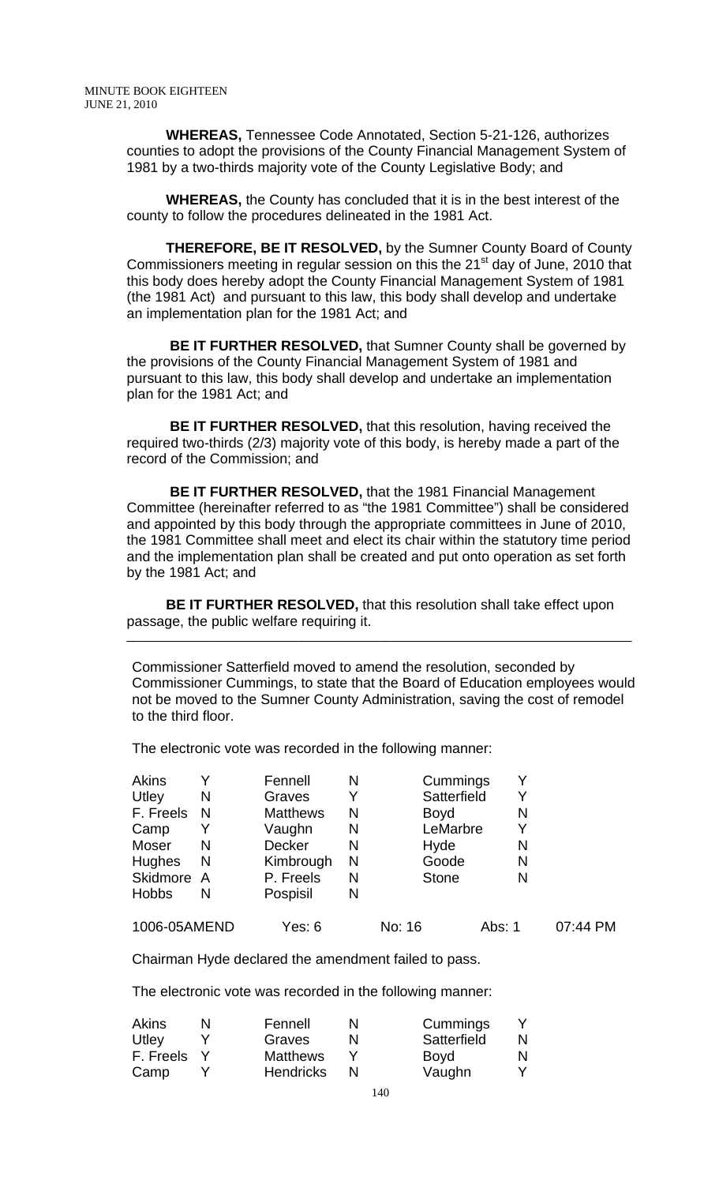**WHEREAS,** Tennessee Code Annotated, Section 5-21-126, authorizes counties to adopt the provisions of the County Financial Management System of 1981 by a two-thirds majority vote of the County Legislative Body; and

**WHEREAS,** the County has concluded that it is in the best interest of the county to follow the procedures delineated in the 1981 Act.

**THEREFORE, BE IT RESOLVED,** by the Sumner County Board of County Commissioners meeting in regular session on this the 21st day of June, 2010 that this body does hereby adopt the County Financial Management System of 1981 (the 1981 Act) and pursuant to this law, this body shall develop and undertake an implementation plan for the 1981 Act; and

**BE IT FURTHER RESOLVED,** that Sumner County shall be governed by the provisions of the County Financial Management System of 1981 and pursuant to this law, this body shall develop and undertake an implementation plan for the 1981 Act; and

**BE IT FURTHER RESOLVED,** that this resolution, having received the required two-thirds (2/3) majority vote of this body, is hereby made a part of the record of the Commission; and

**BE IT FURTHER RESOLVED,** that the 1981 Financial Management Committee (hereinafter referred to as "the 1981 Committee") shall be considered and appointed by this body through the appropriate committees in June of 2010, the 1981 Committee shall meet and elect its chair within the statutory time period and the implementation plan shall be created and put onto operation as set forth by the 1981 Act; and

**BE IT FURTHER RESOLVED,** that this resolution shall take effect upon passage, the public welfare requiring it.

---

Commissioner Satterfield moved to amend the resolution, seconded by Commissioner Cummings, to state that the Board of Education employees would not be moved to the Sumner County Administration, saving the cost of remodel to the third floor.

The electronic vote was recorded in the following manner:

| | | | | | |
|---|---|---|---|---|---|
| Akins | Y | Fennell | N | Cummings | Y |
| Utley | N | Graves | Y | Satterfield | Y |
| F. Freels | N | Matthews | N | Boyd | N |
| Camp | Y | Vaughn | N | LeMarbre | Y |
| Moser | N | Decker | N | Hyde | N |
| Hughes | N | Kimbrough | N | Goode | N |
| Skidmore | A | P. Freels | N | Stone | N |
| Hobbs | N | Pospisil | N | | |

1006-05AMEND    Yes: 6    No: 16    Abs: 1    07:44 PM

Chairman Hyde declared the amendment failed to pass.

The electronic vote was recorded in the following manner:

| | | | | | |
|---|---|---|---|---|---|
| Akins | N | Fennell | N | Cummings | Y |
| Utley | Y | Graves | N | Satterfield | N |
| F. Freels | Y | Matthews | Y | Boyd | N |
| Camp | Y | Hendricks | N | Vaughn | Y |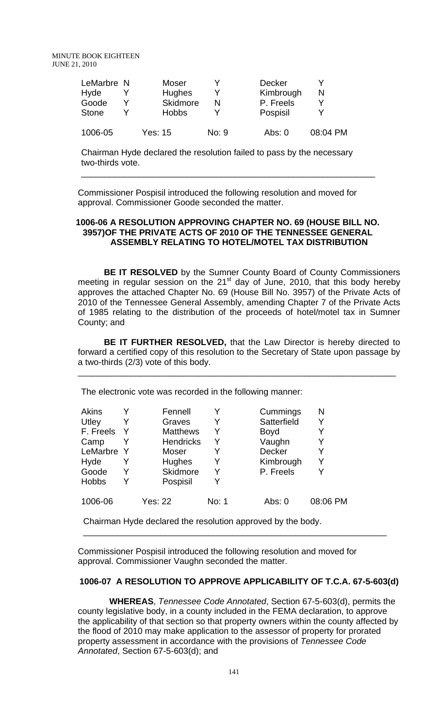| LeMarbre | N | Moser | Y | Decker | Y |
|---|---|---|---|---|---|
| Hyde | Y | Hughes | Y | Kimbrough | N |
| Goode | Y | Skidmore | N | P. Freels | Y |
| Stone | Y | Hobbs | Y | Pospisil | Y |
| 1006-05 | | Yes: 15 | No: 9 | Abs: 0 | 08:04 PM |

Chairman Hyde declared the resolution failed to pass by the necessary two-thirds vote.

---

Commissioner Pospisil introduced the following resolution and moved for approval. Commissioner Goode seconded the matter.

**1006-06 A RESOLUTION APPROVING CHAPTER NO. 69 (HOUSE BILL NO. 3957)OF THE PRIVATE ACTS OF 2010 OF THE TENNESSEE GENERAL ASSEMBLY RELATING TO HOTEL/MOTEL TAX DISTRIBUTION**

**BE IT RESOLVED** by the Sumner County Board of County Commissioners meeting in regular session on the 21st day of June, 2010, that this body hereby approves the attached Chapter No. 69 (House Bill No. 3957) of the Private Acts of 2010 of the Tennessee General Assembly, amending Chapter 7 of the Private Acts of 1985 relating to the distribution of the proceeds of hotel/motel tax in Sumner County; and

**BE IT FURTHER RESOLVED,** that the Law Director is hereby directed to forward a certified copy of this resolution to the Secretary of State upon passage by a two-thirds (2/3) vote of this body.

---

The electronic vote was recorded in the following manner:

| Akins | Y | Fennell | Y | Cummings | N |
|---|---|---|---|---|---|
| Utley | Y | Graves | Y | Satterfield | Y |
| F. Freels | Y | Matthews | Y | Boyd | Y |
| Camp | Y | Hendricks | Y | Vaughn | Y |
| LeMarbre | Y | Moser | Y | Decker | Y |
| Hyde | Y | Hughes | Y | Kimbrough | Y |
| Goode | Y | Skidmore | Y | P. Freels | Y |
| Hobbs | Y | Pospisil | Y | | |
| 1006-06 | | Yes: 22 | No: 1 | Abs: 0 | 08:06 PM |

Chairman Hyde declared the resolution approved by the body.

---

Commissioner Pospisil introduced the following resolution and moved for approval. Commissioner Vaughn seconded the matter.

**1006-07 A RESOLUTION TO APPROVE APPLICABILITY OF T.C.A. 67-5-603(d)**

**WHEREAS**, *Tennessee Code Annotated*, Section 67-5-603(d), permits the county legislative body, in a county included in the FEMA declaration, to approve the applicability of that section so that property owners within the county affected by the flood of 2010 may make application to the assessor of property for prorated property assessment in accordance with the provisions of *Tennessee Code Annotated*, Section 67-5-603(d); and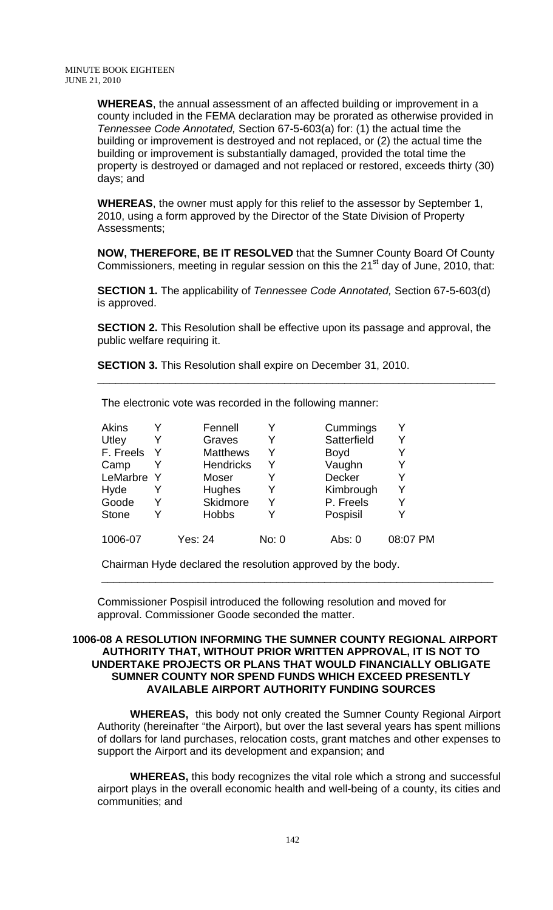**WHEREAS**, the annual assessment of an affected building or improvement in a county included in the FEMA declaration may be prorated as otherwise provided in *Tennessee Code Annotated,* Section 67-5-603(a) for: (1) the actual time the building or improvement is destroyed and not replaced, or (2) the actual time the building or improvement is substantially damaged, provided the total time the property is destroyed or damaged and not replaced or restored, exceeds thirty (30) days; and

**WHEREAS**, the owner must apply for this relief to the assessor by September 1, 2010, using a form approved by the Director of the State Division of Property Assessments;

**NOW, THEREFORE, BE IT RESOLVED** that the Sumner County Board Of County Commissioners, meeting in regular session on this the 21st day of June, 2010, that:

**SECTION 1.** The applicability of *Tennessee Code Annotated,* Section 67-5-603(d) is approved.

**SECTION 2.** This Resolution shall be effective upon its passage and approval, the public welfare requiring it.

**SECTION 3.** This Resolution shall expire on December 31, 2010.

---

The electronic vote was recorded in the following manner:

| | | | | | |
|---|---|---|---|---|---|
| Akins | Y | Fennell | Y | Cummings | Y |
| Utley | Y | Graves | Y | Satterfield | Y |
| F. Freels | Y | Matthews | Y | Boyd | Y |
| Camp | Y | Hendricks | Y | Vaughn | Y |
| LeMarbre | Y | Moser | Y | Decker | Y |
| Hyde | Y | Hughes | Y | Kimbrough | Y |
| Goode | Y | Skidmore | Y | P. Freels | Y |
| Stone | Y | Hobbs | Y | Pospisil | Y |
| 1006-07 | | Yes: 24 | No: 0 | Abs: 0 | 08:07 PM |

Chairman Hyde declared the resolution approved by the body.

---

Commissioner Pospisil introduced the following resolution and moved for approval. Commissioner Goode seconded the matter.

### 1006-08 A RESOLUTION INFORMING THE SUMNER COUNTY REGIONAL AIRPORT AUTHORITY THAT, WITHOUT PRIOR WRITTEN APPROVAL, IT IS NOT TO UNDERTAKE PROJECTS OR PLANS THAT WOULD FINANCIALLY OBLIGATE SUMNER COUNTY NOR SPEND FUNDS WHICH EXCEED PRESENTLY AVAILABLE AIRPORT AUTHORITY FUNDING SOURCES

**WHEREAS,** this body not only created the Sumner County Regional Airport Authority (hereinafter "the Airport), but over the last several years has spent millions of dollars for land purchases, relocation costs, grant matches and other expenses to support the Airport and its development and expansion; and

**WHEREAS,** this body recognizes the vital role which a strong and successful airport plays in the overall economic health and well-being of a county, its cities and communities; and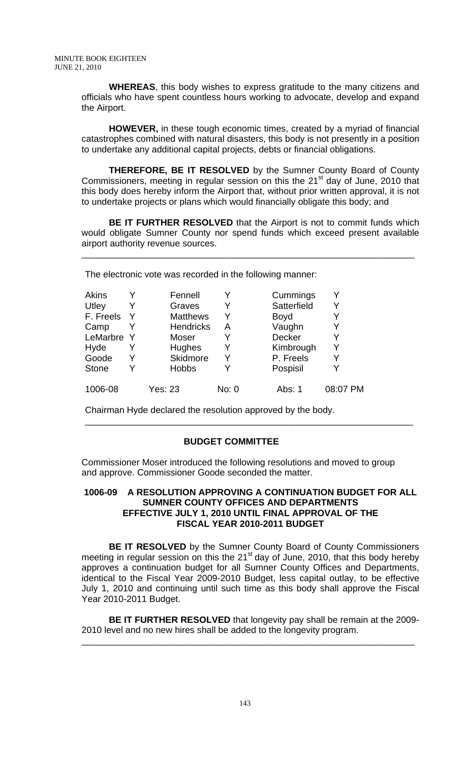**WHEREAS**, this body wishes to express gratitude to the many citizens and officials who have spent countless hours working to advocate, develop and expand the Airport.

**HOWEVER,** in these tough economic times, created by a myriad of financial catastrophes combined with natural disasters, this body is not presently in a position to undertake any additional capital projects, debts or financial obligations.

**THEREFORE, BE IT RESOLVED** by the Sumner County Board of County Commissioners, meeting in regular session on this the 21st day of June, 2010 that this body does hereby inform the Airport that, without prior written approval, it is not to undertake projects or plans which would financially obligate this body; and

**BE IT FURTHER RESOLVED** that the Airport is not to commit funds which would obligate Sumner County nor spend funds which exceed present available airport authority revenue sources.

---

The electronic vote was recorded in the following manner:

| | | | | | |
|---|---|---|---|---|---|
| Akins | Y | Fennell | Y | Cummings | Y |
| Utley | Y | Graves | Y | Satterfield | Y |
| F. Freels | Y | Matthews | Y | Boyd | Y |
| Camp | Y | Hendricks | A | Vaughn | Y |
| LeMarbre | Y | Moser | Y | Decker | Y |
| Hyde | Y | Hughes | Y | Kimbrough | Y |
| Goode | Y | Skidmore | Y | P. Freels | Y |
| Stone | Y | Hobbs | Y | Pospisil | Y |
| 1006-08 | | Yes: 23 | No: 0 | Abs: 1 | 08:07 PM |

Chairman Hyde declared the resolution approved by the body.

---

## BUDGET COMMITTEE

Commissioner Moser introduced the following resolutions and moved to group and approve. Commissioner Goode seconded the matter.

### 1006-09 A RESOLUTION APPROVING A CONTINUATION BUDGET FOR ALL SUMNER COUNTY OFFICES AND DEPARTMENTS EFFECTIVE JULY 1, 2010 UNTIL FINAL APPROVAL OF THE FISCAL YEAR 2010-2011 BUDGET

**BE IT RESOLVED** by the Sumner County Board of County Commissioners meeting in regular session on this the 21st day of June, 2010, that this body hereby approves a continuation budget for all Sumner County Offices and Departments, identical to the Fiscal Year 2009-2010 Budget, less capital outlay, to be effective July 1, 2010 and continuing until such time as this body shall approve the Fiscal Year 2010-2011 Budget.

**BE IT FURTHER RESOLVED** that longevity pay shall be remain at the 2009-2010 level and no new hires shall be added to the longevity program.

---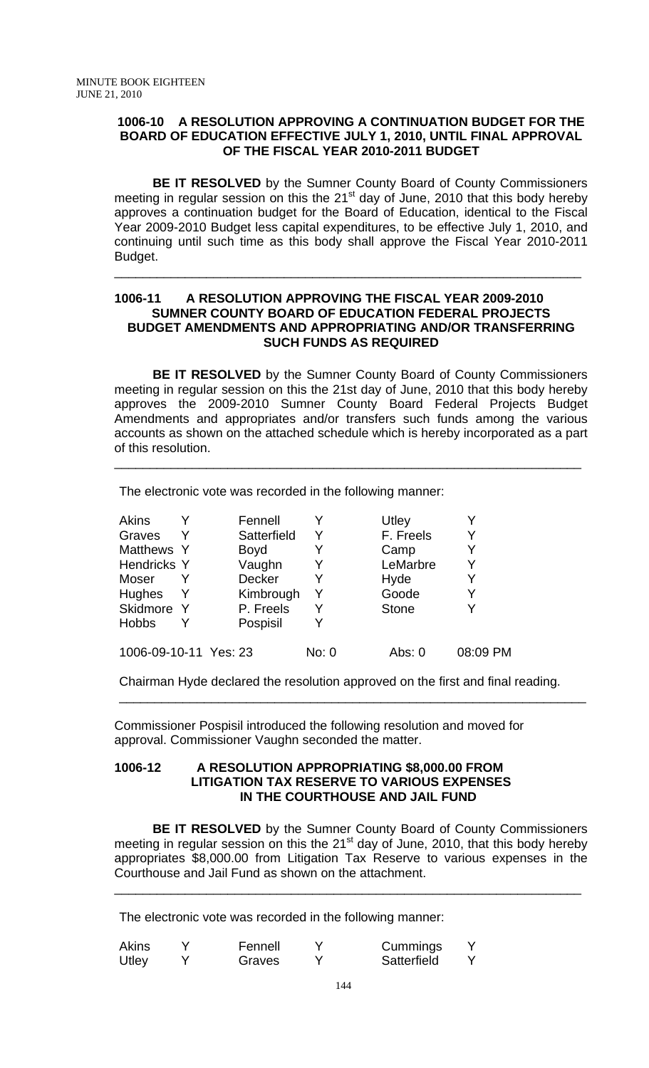**1006-10 A RESOLUTION APPROVING A CONTINUATION BUDGET FOR THE BOARD OF EDUCATION EFFECTIVE JULY 1, 2010, UNTIL FINAL APPROVAL OF THE FISCAL YEAR 2010-2011 BUDGET**

**BE IT RESOLVED** by the Sumner County Board of County Commissioners meeting in regular session on this the 21st day of June, 2010 that this body hereby approves a continuation budget for the Board of Education, identical to the Fiscal Year 2009-2010 Budget less capital expenditures, to be effective July 1, 2010, and continuing until such time as this body shall approve the Fiscal Year 2010-2011 Budget.

---

**1006-11 A RESOLUTION APPROVING THE FISCAL YEAR 2009-2010 SUMNER COUNTY BOARD OF EDUCATION FEDERAL PROJECTS BUDGET AMENDMENTS AND APPROPRIATING AND/OR TRANSFERRING SUCH FUNDS AS REQUIRED**

**BE IT RESOLVED** by the Sumner County Board of County Commissioners meeting in regular session on this the 21st day of June, 2010 that this body hereby approves the 2009-2010 Sumner County Board Federal Projects Budget Amendments and appropriates and/or transfers such funds among the various accounts as shown on the attached schedule which is hereby incorporated as a part of this resolution.

---

The electronic vote was recorded in the following manner:

| | | | | | |
|---|---|---|---|---|---|
| Akins | Y | Fennell | Y | Utley | Y |
| Graves | Y | Satterfield | Y | F. Freels | Y |
| Matthews | Y | Boyd | Y | Camp | Y |
| Hendricks | Y | Vaughn | Y | LeMarbre | Y |
| Moser | Y | Decker | Y | Hyde | Y |
| Hughes | Y | Kimbrough | Y | Goode | Y |
| Skidmore | Y | P. Freels | Y | Stone | Y |
| Hobbs | Y | Pospisil | Y | | |

1006-09-10-11 Yes: 23 No: 0 Abs: 0 08:09 PM

Chairman Hyde declared the resolution approved on the first and final reading.

---

Commissioner Pospisil introduced the following resolution and moved for approval. Commissioner Vaughn seconded the matter.

**1006-12 A RESOLUTION APPROPRIATING $8,000.00 FROM LITIGATION TAX RESERVE TO VARIOUS EXPENSES IN THE COURTHOUSE AND JAIL FUND**

**BE IT RESOLVED** by the Sumner County Board of County Commissioners meeting in regular session on this the 21st day of June, 2010, that this body hereby appropriates $8,000.00 from Litigation Tax Reserve to various expenses in the Courthouse and Jail Fund as shown on the attachment.

---

The electronic vote was recorded in the following manner:

| | | | | | |
|---|---|---|---|---|---|
| Akins | Y | Fennell | Y | Cummings | Y |
| Utley | Y | Graves | Y | Satterfield | Y |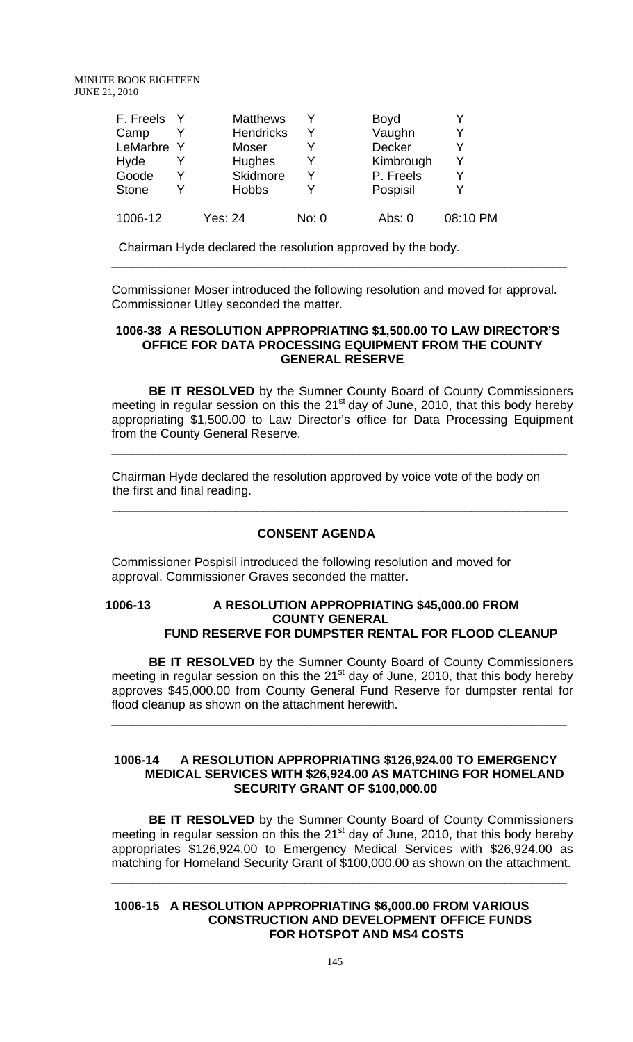| | | | | | |
|---|---|---|---|---|---|
| F. Freels | Y | Matthews | Y | Boyd | Y |
| Camp | Y | Hendricks | Y | Vaughn | Y |
| LeMarbre | Y | Moser | Y | Decker | Y |
| Hyde | Y | Hughes | Y | Kimbrough | Y |
| Goode | Y | Skidmore | Y | P. Freels | Y |
| Stone | Y | Hobbs | Y | Pospisil | Y |
| 1006-12 | | Yes: 24 | No: 0 | Abs: 0 | 08:10 PM |

Chairman Hyde declared the resolution approved by the body.

---

Commissioner Moser introduced the following resolution and moved for approval. Commissioner Utley seconded the matter.

**1006-38 A RESOLUTION APPROPRIATING $1,500.00 TO LAW DIRECTOR'S OFFICE FOR DATA PROCESSING EQUIPMENT FROM THE COUNTY GENERAL RESERVE**

**BE IT RESOLVED** by the Sumner County Board of County Commissioners meeting in regular session on this the 21st day of June, 2010, that this body hereby appropriating $1,500.00 to Law Director's office for Data Processing Equipment from the County General Reserve.

---

Chairman Hyde declared the resolution approved by voice vote of the body on the first and final reading.

---

**CONSENT AGENDA**

Commissioner Pospisil introduced the following resolution and moved for approval. Commissioner Graves seconded the matter.

**1006-13 A RESOLUTION APPROPRIATING $45,000.00 FROM COUNTY GENERAL FUND RESERVE FOR DUMPSTER RENTAL FOR FLOOD CLEANUP**

**BE IT RESOLVED** by the Sumner County Board of County Commissioners meeting in regular session on this the 21st day of June, 2010, that this body hereby approves $45,000.00 from County General Fund Reserve for dumpster rental for flood cleanup as shown on the attachment herewith.

---

**1006-14 A RESOLUTION APPROPRIATING $126,924.00 TO EMERGENCY MEDICAL SERVICES WITH $26,924.00 AS MATCHING FOR HOMELAND SECURITY GRANT OF $100,000.00**

**BE IT RESOLVED** by the Sumner County Board of County Commissioners meeting in regular session on this the 21st day of June, 2010, that this body hereby appropriates $126,924.00 to Emergency Medical Services with $26,924.00 as matching for Homeland Security Grant of $100,000.00 as shown on the attachment.

---

**1006-15 A RESOLUTION APPROPRIATING $6,000.00 FROM VARIOUS CONSTRUCTION AND DEVELOPMENT OFFICE FUNDS FOR HOTSPOT AND MS4 COSTS**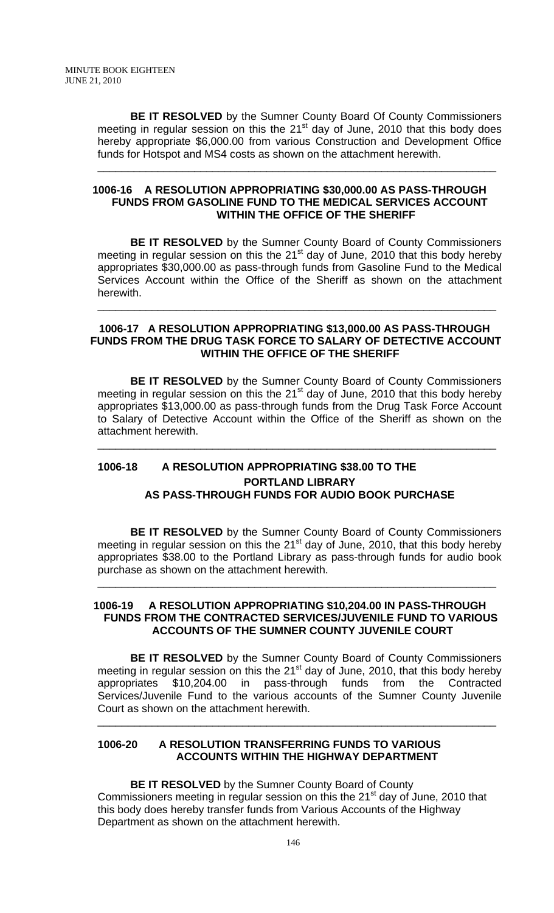**BE IT RESOLVED** by the Sumner County Board Of County Commissioners meeting in regular session on this the 21st day of June, 2010 that this body does hereby appropriate $6,000.00 from various Construction and Development Office funds for Hotspot and MS4 costs as shown on the attachment herewith.

---

### 1006-16 A RESOLUTION APPROPRIATING $30,000.00 AS PASS-THROUGH FUNDS FROM GASOLINE FUND TO THE MEDICAL SERVICES ACCOUNT WITHIN THE OFFICE OF THE SHERIFF

**BE IT RESOLVED** by the Sumner County Board of County Commissioners meeting in regular session on this the 21st day of June, 2010 that this body hereby appropriates $30,000.00 as pass-through funds from Gasoline Fund to the Medical Services Account within the Office of the Sheriff as shown on the attachment herewith.

---

### 1006-17 A RESOLUTION APPROPRIATING $13,000.00 AS PASS-THROUGH FUNDS FROM THE DRUG TASK FORCE TO SALARY OF DETECTIVE ACCOUNT WITHIN THE OFFICE OF THE SHERIFF

**BE IT RESOLVED** by the Sumner County Board of County Commissioners meeting in regular session on this the 21st day of June, 2010 that this body hereby appropriates $13,000.00 as pass-through funds from the Drug Task Force Account to Salary of Detective Account within the Office of the Sheriff as shown on the attachment herewith.

---

### 1006-18 A RESOLUTION APPROPRIATING $38.00 TO THE PORTLAND LIBRARY AS PASS-THROUGH FUNDS FOR AUDIO BOOK PURCHASE

**BE IT RESOLVED** by the Sumner County Board of County Commissioners meeting in regular session on this the 21st day of June, 2010, that this body hereby appropriates $38.00 to the Portland Library as pass-through funds for audio book purchase as shown on the attachment herewith.

---

### 1006-19 A RESOLUTION APPROPRIATING $10,204.00 IN PASS-THROUGH FUNDS FROM THE CONTRACTED SERVICES/JUVENILE FUND TO VARIOUS ACCOUNTS OF THE SUMNER COUNTY JUVENILE COURT

**BE IT RESOLVED** by the Sumner County Board of County Commissioners meeting in regular session on this the 21st day of June, 2010, that this body hereby appropriates $10,204.00 in pass-through funds from the Contracted Services/Juvenile Fund to the various accounts of the Sumner County Juvenile Court as shown on the attachment herewith.

---

### 1006-20 A RESOLUTION TRANSFERRING FUNDS TO VARIOUS ACCOUNTS WITHIN THE HIGHWAY DEPARTMENT

**BE IT RESOLVED** by the Sumner County Board of County Commissioners meeting in regular session on this the 21st day of June, 2010 that this body does hereby transfer funds from Various Accounts of the Highway Department as shown on the attachment herewith.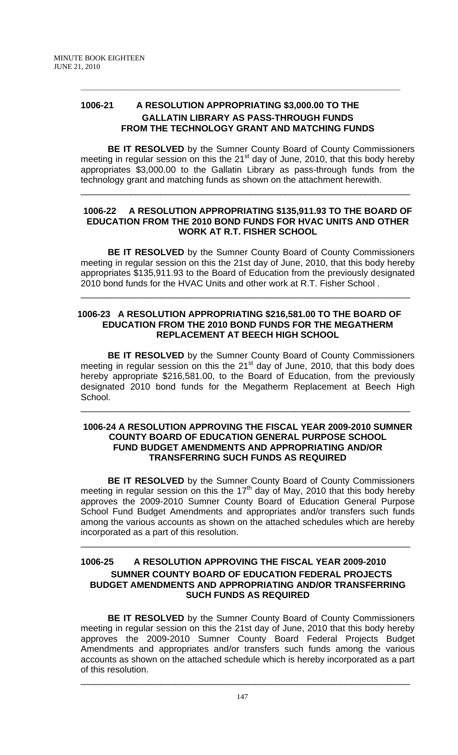---

**1006-21 A RESOLUTION APPROPRIATING $3,000.00 TO THE GALLATIN LIBRARY AS PASS-THROUGH FUNDS FROM THE TECHNOLOGY GRANT AND MATCHING FUNDS**

**BE IT RESOLVED** by the Sumner County Board of County Commissioners meeting in regular session on this the 21st day of June, 2010, that this body hereby appropriates $3,000.00 to the Gallatin Library as pass-through funds from the technology grant and matching funds as shown on the attachment herewith.

---

**1006-22 A RESOLUTION APPROPRIATING $135,911.93 TO THE BOARD OF EDUCATION FROM THE 2010 BOND FUNDS FOR HVAC UNITS AND OTHER WORK AT R.T. FISHER SCHOOL**

**BE IT RESOLVED** by the Sumner County Board of County Commissioners meeting in regular session on this the 21st day of June, 2010, that this body hereby appropriates $135,911.93 to the Board of Education from the previously designated 2010 bond funds for the HVAC Units and other work at R.T. Fisher School .

---

**1006-23 A RESOLUTION APPROPRIATING $216,581.00 TO THE BOARD OF EDUCATION FROM THE 2010 BOND FUNDS FOR THE MEGATHERM REPLACEMENT AT BEECH HIGH SCHOOL**

**BE IT RESOLVED** by the Sumner County Board of County Commissioners meeting in regular session on this the 21st day of June, 2010, that this body does hereby appropriate $216,581.00, to the Board of Education, from the previously designated 2010 bond funds for the Megatherm Replacement at Beech High School.

---

**1006-24 A RESOLUTION APPROVING THE FISCAL YEAR 2009-2010 SUMNER COUNTY BOARD OF EDUCATION GENERAL PURPOSE SCHOOL FUND BUDGET AMENDMENTS AND APPROPRIATING AND/OR TRANSFERRING SUCH FUNDS AS REQUIRED**

**BE IT RESOLVED** by the Sumner County Board of County Commissioners meeting in regular session on this the 17th day of May, 2010 that this body hereby approves the 2009-2010 Sumner County Board of Education General Purpose School Fund Budget Amendments and appropriates and/or transfers such funds among the various accounts as shown on the attached schedules which are hereby incorporated as a part of this resolution.

---

**1006-25 A RESOLUTION APPROVING THE FISCAL YEAR 2009-2010 SUMNER COUNTY BOARD OF EDUCATION FEDERAL PROJECTS BUDGET AMENDMENTS AND APPROPRIATING AND/OR TRANSFERRING SUCH FUNDS AS REQUIRED**

**BE IT RESOLVED** by the Sumner County Board of County Commissioners meeting in regular session on this the 21st day of June, 2010 that this body hereby approves the 2009-2010 Sumner County Board Federal Projects Budget Amendments and appropriates and/or transfers such funds among the various accounts as shown on the attached schedule which is hereby incorporated as a part of this resolution.

---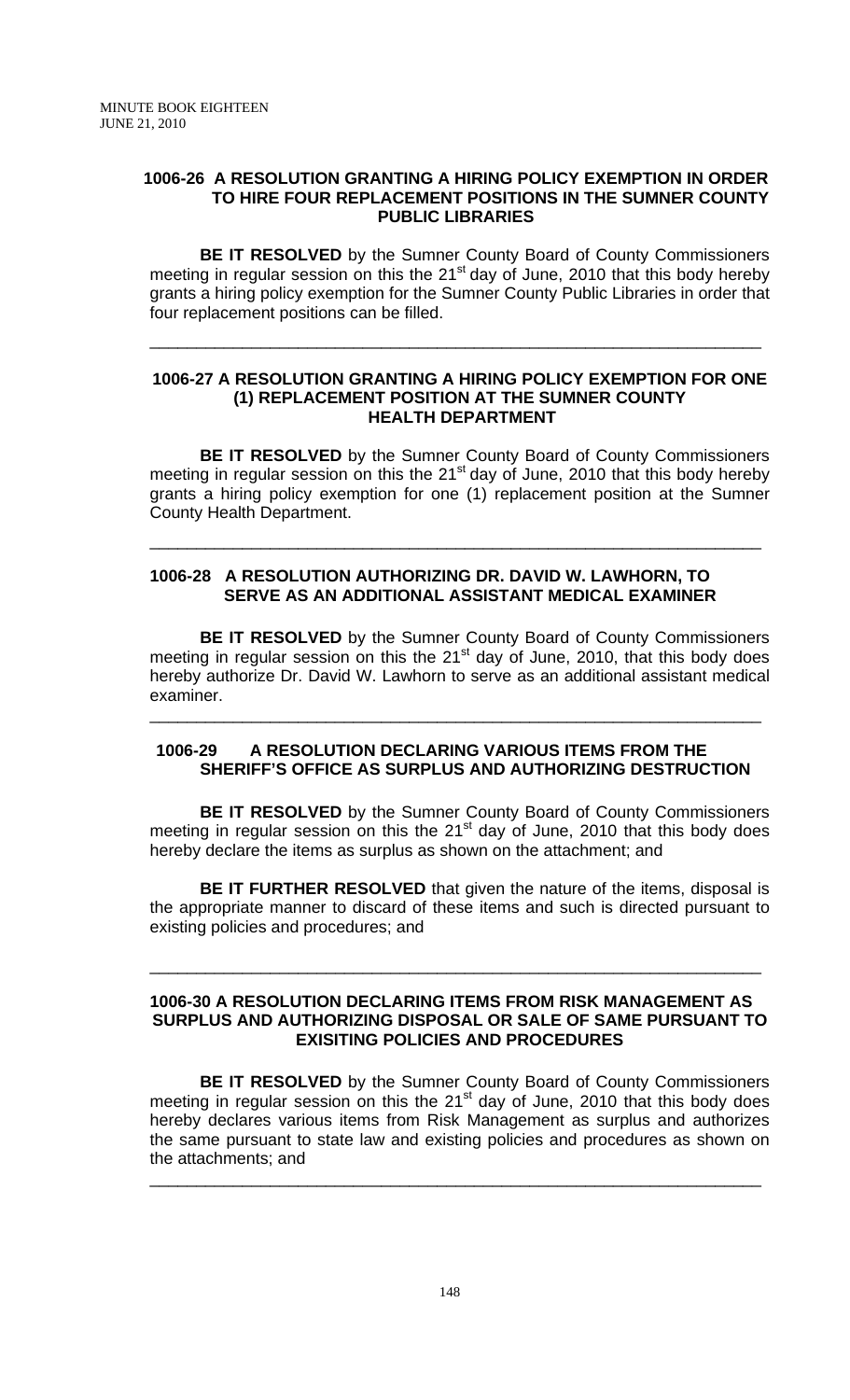**1006-26 A RESOLUTION GRANTING A HIRING POLICY EXEMPTION IN ORDER TO HIRE FOUR REPLACEMENT POSITIONS IN THE SUMNER COUNTY PUBLIC LIBRARIES**

**BE IT RESOLVED** by the Sumner County Board of County Commissioners meeting in regular session on this the 21st day of June, 2010 that this body hereby grants a hiring policy exemption for the Sumner County Public Libraries in order that four replacement positions can be filled.

---

**1006-27 A RESOLUTION GRANTING A HIRING POLICY EXEMPTION FOR ONE (1) REPLACEMENT POSITION AT THE SUMNER COUNTY HEALTH DEPARTMENT**

**BE IT RESOLVED** by the Sumner County Board of County Commissioners meeting in regular session on this the 21st day of June, 2010 that this body hereby grants a hiring policy exemption for one (1) replacement position at the Sumner County Health Department.

---

**1006-28 A RESOLUTION AUTHORIZING DR. DAVID W. LAWHORN, TO SERVE AS AN ADDITIONAL ASSISTANT MEDICAL EXAMINER**

**BE IT RESOLVED** by the Sumner County Board of County Commissioners meeting in regular session on this the 21st day of June, 2010, that this body does hereby authorize Dr. David W. Lawhorn to serve as an additional assistant medical examiner.

---

**1006-29 A RESOLUTION DECLARING VARIOUS ITEMS FROM THE SHERIFF'S OFFICE AS SURPLUS AND AUTHORIZING DESTRUCTION**

**BE IT RESOLVED** by the Sumner County Board of County Commissioners meeting in regular session on this the 21st day of June, 2010 that this body does hereby declare the items as surplus as shown on the attachment; and

**BE IT FURTHER RESOLVED** that given the nature of the items, disposal is the appropriate manner to discard of these items and such is directed pursuant to existing policies and procedures; and

---

**1006-30 A RESOLUTION DECLARING ITEMS FROM RISK MANAGEMENT AS SURPLUS AND AUTHORIZING DISPOSAL OR SALE OF SAME PURSUANT TO EXISITING POLICIES AND PROCEDURES**

**BE IT RESOLVED** by the Sumner County Board of County Commissioners meeting in regular session on this the 21st day of June, 2010 that this body does hereby declares various items from Risk Management as surplus and authorizes the same pursuant to state law and existing policies and procedures as shown on the attachments; and

---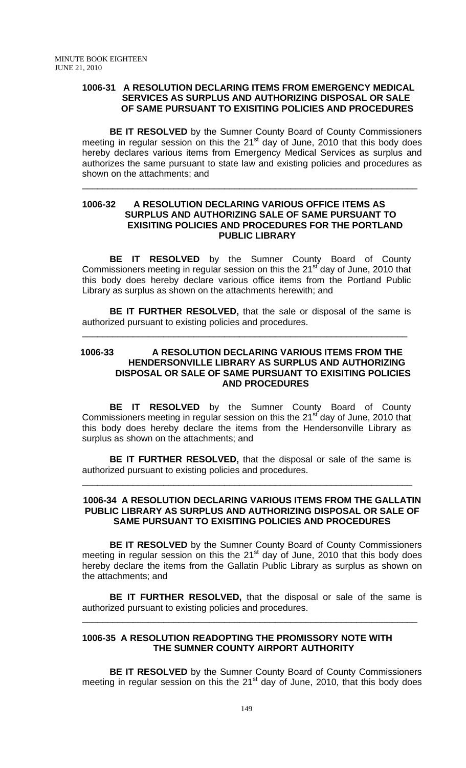**1006-31 A RESOLUTION DECLARING ITEMS FROM EMERGENCY MEDICAL SERVICES AS SURPLUS AND AUTHORIZING DISPOSAL OR SALE OF SAME PURSUANT TO EXISITING POLICIES AND PROCEDURES**

**BE IT RESOLVED** by the Sumner County Board of County Commissioners meeting in regular session on this the 21st day of June, 2010 that this body does hereby declares various items from Emergency Medical Services as surplus and authorizes the same pursuant to state law and existing policies and procedures as shown on the attachments; and

---

**1006-32 A RESOLUTION DECLARING VARIOUS OFFICE ITEMS AS SURPLUS AND AUTHORIZING SALE OF SAME PURSUANT TO EXISITING POLICIES AND PROCEDURES FOR THE PORTLAND PUBLIC LIBRARY**

**BE IT RESOLVED** by the Sumner County Board of County Commissioners meeting in regular session on this the 21st day of June, 2010 that this body does hereby declare various office items from the Portland Public Library as surplus as shown on the attachments herewith; and

**BE IT FURTHER RESOLVED,** that the sale or disposal of the same is authorized pursuant to existing policies and procedures.

---

**1006-33 A RESOLUTION DECLARING VARIOUS ITEMS FROM THE HENDERSONVILLE LIBRARY AS SURPLUS AND AUTHORIZING DISPOSAL OR SALE OF SAME PURSUANT TO EXISITING POLICIES AND PROCEDURES**

**BE IT RESOLVED** by the Sumner County Board of County Commissioners meeting in regular session on this the 21st day of June, 2010 that this body does hereby declare the items from the Hendersonville Library as surplus as shown on the attachments; and

**BE IT FURTHER RESOLVED,** that the disposal or sale of the same is authorized pursuant to existing policies and procedures.

---

**1006-34 A RESOLUTION DECLARING VARIOUS ITEMS FROM THE GALLATIN PUBLIC LIBRARY AS SURPLUS AND AUTHORIZING DISPOSAL OR SALE OF SAME PURSUANT TO EXISITING POLICIES AND PROCEDURES**

**BE IT RESOLVED** by the Sumner County Board of County Commissioners meeting in regular session on this the 21st day of June, 2010 that this body does hereby declare the items from the Gallatin Public Library as surplus as shown on the attachments; and

**BE IT FURTHER RESOLVED,** that the disposal or sale of the same is authorized pursuant to existing policies and procedures.

---

**1006-35 A RESOLUTION READOPTING THE PROMISSORY NOTE WITH THE SUMNER COUNTY AIRPORT AUTHORITY**

**BE IT RESOLVED** by the Sumner County Board of County Commissioners meeting in regular session on this the 21st day of June, 2010, that this body does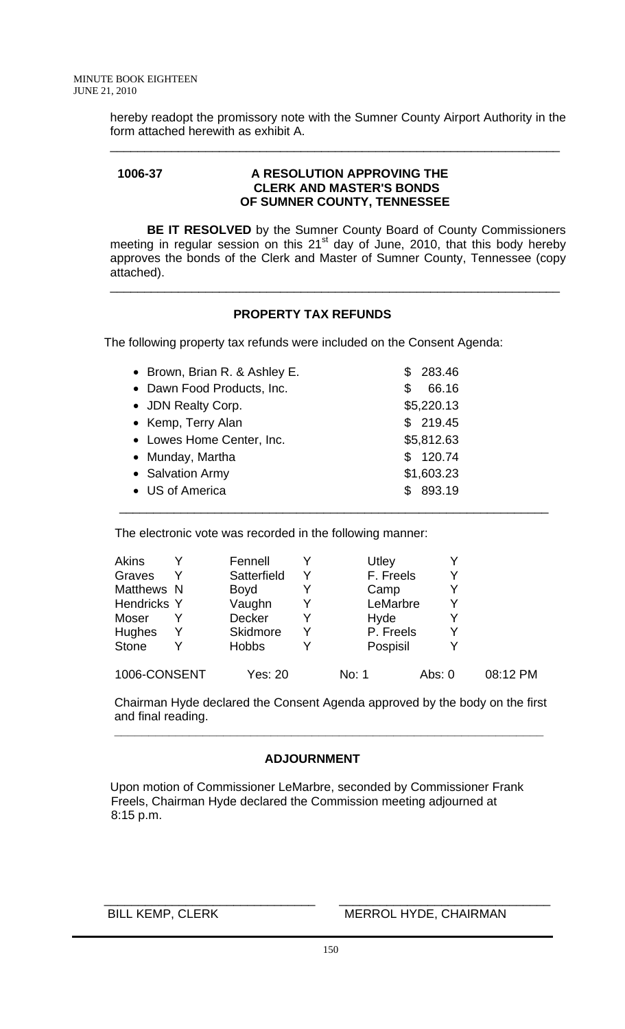hereby readopt the promissory note with the Sumner County Airport Authority in the form attached herewith as exhibit A.

---

**1006-37 A RESOLUTION APPROVING THE CLERK AND MASTER'S BONDS OF SUMNER COUNTY, TENNESSEE**

**BE IT RESOLVED** by the Sumner County Board of County Commissioners meeting in regular session on this 21st day of June, 2010, that this body hereby approves the bonds of the Clerk and Master of Sumner County, Tennessee (copy attached).

---

**PROPERTY TAX REFUNDS**

The following property tax refunds were included on the Consent Agenda:

- Brown, Brian R. & Ashley E. $ 283.46
- Dawn Food Products, Inc. $ 66.16
- JDN Realty Corp. $5,220.13
- Kemp, Terry Alan $ 219.45
- Lowes Home Center, Inc. $5,812.63
- Munday, Martha $ 120.74
- Salvation Army $1,603.23
- US of America $ 893.19

---

The electronic vote was recorded in the following manner:

| | | | | | |
|---|---|---|---|---|---|
| Akins | Y | Fennell | Y | Utley | Y |
| Graves | Y | Satterfield | Y | F. Freels | Y |
| Matthews | N | Boyd | Y | Camp | Y |
| Hendricks | Y | Vaughn | Y | LeMarbre | Y |
| Moser | Y | Decker | Y | Hyde | Y |
| Hughes | Y | Skidmore | Y | P. Freels | Y |
| Stone | Y | Hobbs | Y | Pospisil | Y |

1006-CONSENT Yes: 20 No: 1 Abs: 0 08:12 PM

Chairman Hyde declared the Consent Agenda approved by the body on the first and final reading.

---

**ADJOURNMENT**

Upon motion of Commissioner LeMarbre, seconded by Commissioner Frank Freels, Chairman Hyde declared the Commission meeting adjourned at 8:15 p.m.

\_\_\_\_\_\_\_\_\_\_\_\_\_\_\_\_\_\_\_\_\_\_\_\_\_\_\_\_\_\_ \_\_\_\_\_\_\_\_\_\_\_\_\_\_\_\_\_\_\_\_\_\_\_\_\_\_\_\_\_\_

BILL KEMP, CLERK MERROL HYDE, CHAIRMAN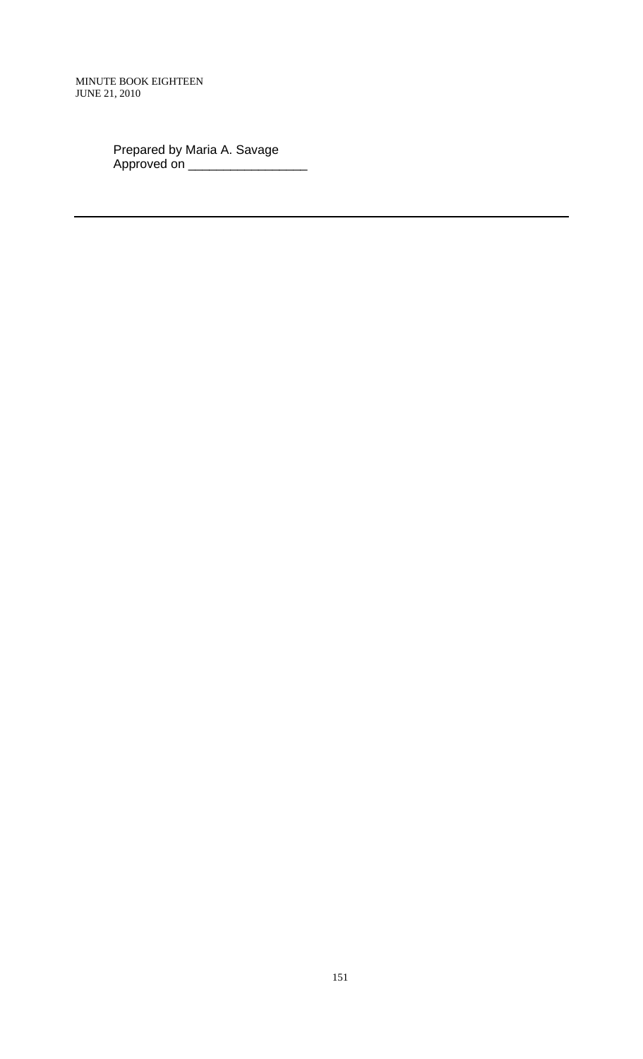Prepared by Maria A. Savage
Approved on _________________

---